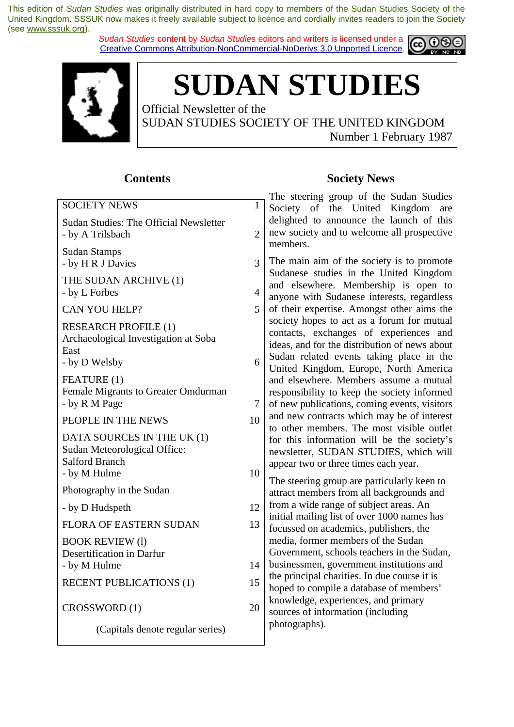This edition of *Sudan Studies* was originally distributed in hard copy to members of the Sudan Studies Society of the United Kingdom. SSSUK now makes it freely available subject to licence and cordially invites readers to join the Society (see www.sssuk.org).

*Sudan Studies* content by *Sudan Studies* editors and writers is licensed under a Creative Commons Attribution-NonCommercial-NoDerivs 3.0 Unported Licence.

# SUDAN STUDIES

Official Newsletter of the
SUDAN STUDIES SOCIETY OF THE UNITED KINGDOM
Number 1 February 1987

## Contents

| | |
|---|---|
| SOCIETY NEWS | 1 |
| Sudan Studies: The Official Newsletter - by A Trilsbach | 2 |
| Sudan Stamps - by H R J Davies | 3 |
| THE SUDAN ARCHIVE (1) - by L Forbes | 4 |
| CAN YOU HELP? | 5 |
| RESEARCH PROFILE (1) Archaeological Investigation at Soba East - by D Welsby | 6 |
| FEATURE (1) Female Migrants to Greater Omdurman - by R M Page | 7 |
| PEOPLE IN THE NEWS | 10 |
| DATA SOURCES IN THE UK (1) Sudan Meteorological Office: Salford Branch - by M Hulme | 10 |
| Photography in the Sudan - by D Hudspeth | 12 |
| FLORA OF EASTERN SUDAN | 13 |
| BOOK REVIEW (l) Desertification in Darfur - by M Hulme | 14 |
| RECENT PUBLICATIONS (1) | 15 |
| CROSSWORD (1) | 20 |

(Capitals denote regular series)

## Society News

The steering group of the Sudan Studies Society of the United Kingdom are delighted to announce the launch of this new society and to welcome all prospective members.

The main aim of the society is to promote Sudanese studies in the United Kingdom and elsewhere. Membership is open to anyone with Sudanese interests, regardless of their expertise. Amongst other aims the society hopes to act as a forum for mutual contacts, exchanges of experiences and ideas, and for the distribution of news about Sudan related events taking place in the United Kingdom, Europe, North America and elsewhere. Members assume a mutual responsibility to keep the society informed of new publications, coming events, visitors and new contracts which may be of interest to other members. The most visible outlet for this information will be the society's newsletter, SUDAN STUDIES, which will appear two or three times each year.

The steering group are particularly keen to attract members from all backgrounds and from a wide range of subject areas. An initial mailing list of over 1000 names has focussed on academics, publishers, the media, former members of the Sudan Government, schools teachers in the Sudan, businessmen, government institutions and the principal charities. In due course it is hoped to compile a database of members' knowledge, experiences, and primary sources of information (including photographs).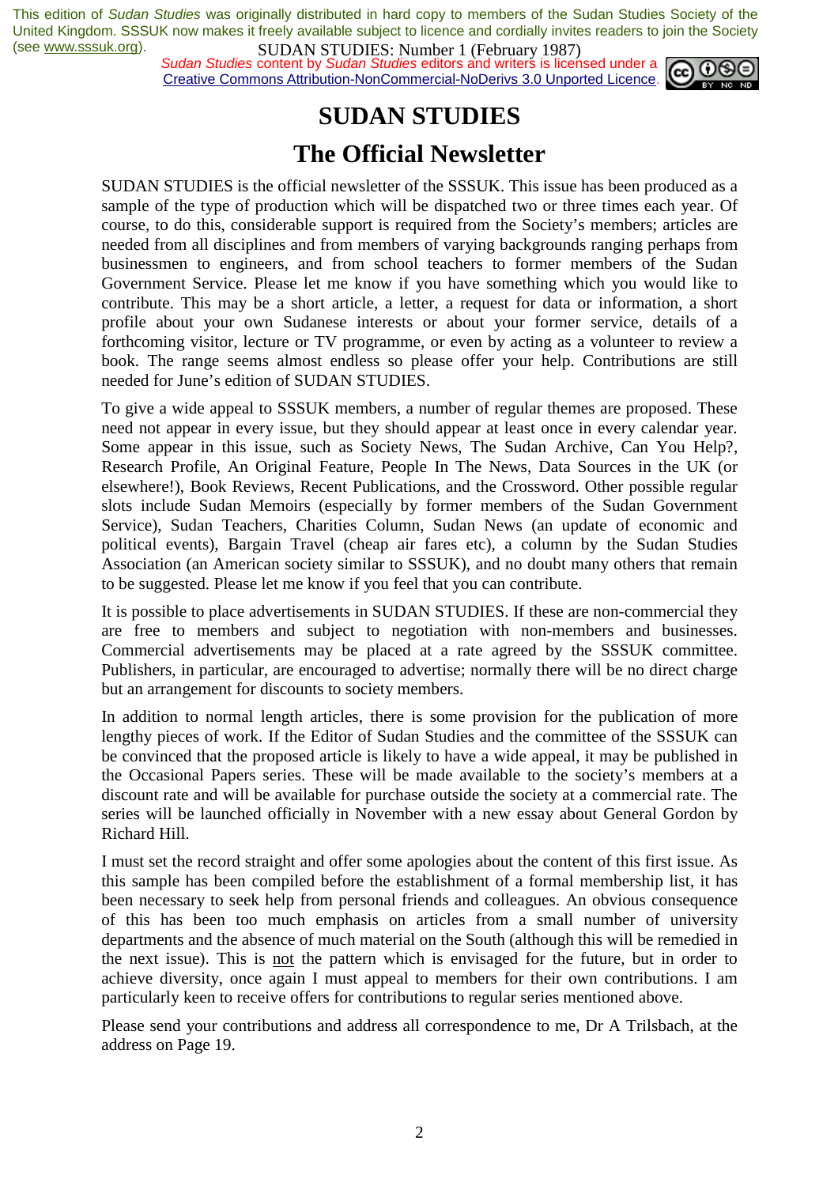# SUDAN STUDIES

## The Official Newsletter

SUDAN STUDIES is the official newsletter of the SSSUK. This issue has been produced as a sample of the type of production which will be dispatched two or three times each year. Of course, to do this, considerable support is required from the Society's members; articles are needed from all disciplines and from members of varying backgrounds ranging perhaps from businessmen to engineers, and from school teachers to former members of the Sudan Government Service. Please let me know if you have something which you would like to contribute. This may be a short article, a letter, a request for data or information, a short profile about your own Sudanese interests or about your former service, details of a forthcoming visitor, lecture or TV programme, or even by acting as a volunteer to review a book. The range seems almost endless so please offer your help. Contributions are still needed for June's edition of SUDAN STUDIES.

To give a wide appeal to SSSUK members, a number of regular themes are proposed. These need not appear in every issue, but they should appear at least once in every calendar year. Some appear in this issue, such as Society News, The Sudan Archive, Can You Help?, Research Profile, An Original Feature, People In The News, Data Sources in the UK (or elsewhere!), Book Reviews, Recent Publications, and the Crossword. Other possible regular slots include Sudan Memoirs (especially by former members of the Sudan Government Service), Sudan Teachers, Charities Column, Sudan News (an update of economic and political events), Bargain Travel (cheap air fares etc), a column by the Sudan Studies Association (an American society similar to SSSUK), and no doubt many others that remain to be suggested. Please let me know if you feel that you can contribute.

It is possible to place advertisements in SUDAN STUDIES. If these are non-commercial they are free to members and subject to negotiation with non-members and businesses. Commercial advertisements may be placed at a rate agreed by the SSSUK committee. Publishers, in particular, are encouraged to advertise; normally there will be no direct charge but an arrangement for discounts to society members.

In addition to normal length articles, there is some provision for the publication of more lengthy pieces of work. If the Editor of Sudan Studies and the committee of the SSSUK can be convinced that the proposed article is likely to have a wide appeal, it may be published in the Occasional Papers series. These will be made available to the society's members at a discount rate and will be available for purchase outside the society at a commercial rate. The series will be launched officially in November with a new essay about General Gordon by Richard Hill.

I must set the record straight and offer some apologies about the content of this first issue. As this sample has been compiled before the establishment of a formal membership list, it has been necessary to seek help from personal friends and colleagues. An obvious consequence of this has been too much emphasis on articles from a small number of university departments and the absence of much material on the South (although this will be remedied in the next issue). This is not the pattern which is envisaged for the future, but in order to achieve diversity, once again I must appeal to members for their own contributions. I am particularly keen to receive offers for contributions to regular series mentioned above.

Please send your contributions and address all correspondence to me, Dr A Trilsbach, at the address on Page 19.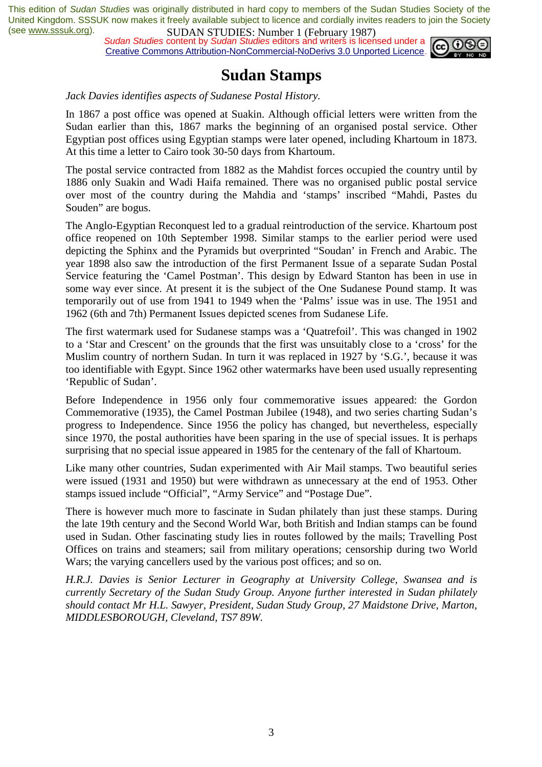# Sudan Stamps

*Jack Davies identifies aspects of Sudanese Postal History.*

In 1867 a post office was opened at Suakin. Although official letters were written from the Sudan earlier than this, 1867 marks the beginning of an organised postal service. Other Egyptian post offices using Egyptian stamps were later opened, including Khartoum in 1873. At this time a letter to Cairo took 30-50 days from Khartoum.

The postal service contracted from 1882 as the Mahdist forces occupied the country until by 1886 only Suakin and Wadi Haifa remained. There was no organised public postal service over most of the country during the Mahdia and 'stamps' inscribed "Mahdi, Pastes du Souden" are bogus.

The Anglo-Egyptian Reconquest led to a gradual reintroduction of the service. Khartoum post office reopened on 10th September 1998. Similar stamps to the earlier period were used depicting the Sphinx and the Pyramids but overprinted "Soudan' in French and Arabic. The year 1898 also saw the introduction of the first Permanent Issue of a separate Sudan Postal Service featuring the 'Camel Postman'. This design by Edward Stanton has been in use in some way ever since. At present it is the subject of the One Sudanese Pound stamp. It was temporarily out of use from 1941 to 1949 when the 'Palms' issue was in use. The 1951 and 1962 (6th and 7th) Permanent Issues depicted scenes from Sudanese Life.

The first watermark used for Sudanese stamps was a 'Quatrefoil'. This was changed in 1902 to a 'Star and Crescent' on the grounds that the first was unsuitably close to a 'cross' for the Muslim country of northern Sudan. In turn it was replaced in 1927 by 'S.G.', because it was too identifiable with Egypt. Since 1962 other watermarks have been used usually representing 'Republic of Sudan'.

Before Independence in 1956 only four commemorative issues appeared: the Gordon Commemorative (1935), the Camel Postman Jubilee (1948), and two series charting Sudan's progress to Independence. Since 1956 the policy has changed, but nevertheless, especially since 1970, the postal authorities have been sparing in the use of special issues. It is perhaps surprising that no special issue appeared in 1985 for the centenary of the fall of Khartoum.

Like many other countries, Sudan experimented with Air Mail stamps. Two beautiful series were issued (1931 and 1950) but were withdrawn as unnecessary at the end of 1953. Other stamps issued include "Official", "Army Service" and "Postage Due".

There is however much more to fascinate in Sudan philately than just these stamps. During the late 19th century and the Second World War, both British and Indian stamps can be found used in Sudan. Other fascinating study lies in routes followed by the mails; Travelling Post Offices on trains and steamers; sail from military operations; censorship during two World Wars; the varying cancellers used by the various post offices; and so on.

*H.R.J. Davies is Senior Lecturer in Geography at University College, Swansea and is currently Secretary of the Sudan Study Group. Anyone further interested in Sudan philately should contact Mr H.L. Sawyer, President, Sudan Study Group, 27 Maidstone Drive, Marton, MIDDLESBOROUGH, Cleveland, TS7 89W.*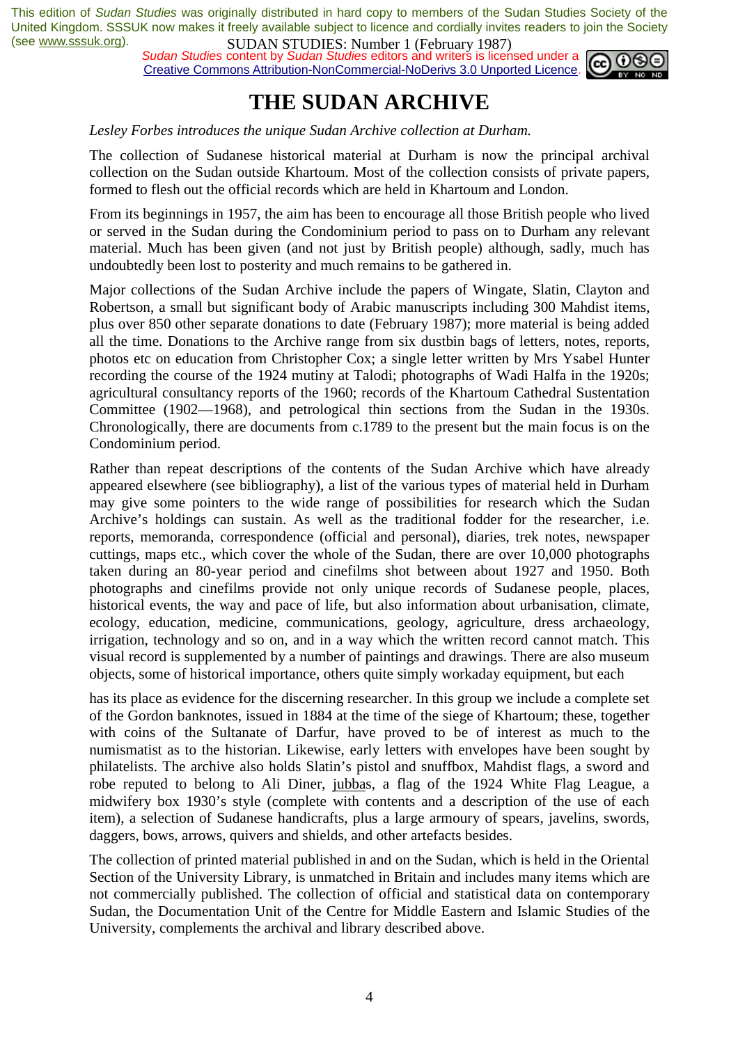# THE SUDAN ARCHIVE

*Lesley Forbes introduces the unique Sudan Archive collection at Durham.*

The collection of Sudanese historical material at Durham is now the principal archival collection on the Sudan outside Khartoum. Most of the collection consists of private papers, formed to flesh out the official records which are held in Khartoum and London.

From its beginnings in 1957, the aim has been to encourage all those British people who lived or served in the Sudan during the Condominium period to pass on to Durham any relevant material. Much has been given (and not just by British people) although, sadly, much has undoubtedly been lost to posterity and much remains to be gathered in.

Major collections of the Sudan Archive include the papers of Wingate, Slatin, Clayton and Robertson, a small but significant body of Arabic manuscripts including 300 Mahdist items, plus over 850 other separate donations to date (February 1987); more material is being added all the time. Donations to the Archive range from six dustbin bags of letters, notes, reports, photos etc on education from Christopher Cox; a single letter written by Mrs Ysabel Hunter recording the course of the 1924 mutiny at Talodi; photographs of Wadi Halfa in the 1920s; agricultural consultancy reports of the 1960; records of the Khartoum Cathedral Sustentation Committee (1902—1968), and petrological thin sections from the Sudan in the 1930s. Chronologically, there are documents from c.1789 to the present but the main focus is on the Condominium period.

Rather than repeat descriptions of the contents of the Sudan Archive which have already appeared elsewhere (see bibliography), a list of the various types of material held in Durham may give some pointers to the wide range of possibilities for research which the Sudan Archive's holdings can sustain. As well as the traditional fodder for the researcher, i.e. reports, memoranda, correspondence (official and personal), diaries, trek notes, newspaper cuttings, maps etc., which cover the whole of the Sudan, there are over 10,000 photographs taken during an 80-year period and cinefilms shot between about 1927 and 1950. Both photographs and cinefilms provide not only unique records of Sudanese people, places, historical events, the way and pace of life, but also information about urbanisation, climate, ecology, education, medicine, communications, geology, agriculture, dress archaeology, irrigation, technology and so on, and in a way which the written record cannot match. This visual record is supplemented by a number of paintings and drawings. There are also museum objects, some of historical importance, others quite simply workaday equipment, but each has its place as evidence for the discerning researcher. In this group we include a complete set of the Gordon banknotes, issued in 1884 at the time of the siege of Khartoum; these, together with coins of the Sultanate of Darfur, have proved to be of interest as much to the numismatist as to the historian. Likewise, early letters with envelopes have been sought by philatelists. The archive also holds Slatin's pistol and snuffbox, Mahdist flags, a sword and robe reputed to belong to Ali Diner, jubbas, a flag of the 1924 White Flag League, a midwifery box 1930's style (complete with contents and a description of the use of each item), a selection of Sudanese handicrafts, plus a large armoury of spears, javelins, swords, daggers, bows, arrows, quivers and shields, and other artefacts besides.

The collection of printed material published in and on the Sudan, which is held in the Oriental Section of the University Library, is unmatched in Britain and includes many items which are not commercially published. The collection of official and statistical data on contemporary Sudan, the Documentation Unit of the Centre for Middle Eastern and Islamic Studies of the University, complements the archival and library described above.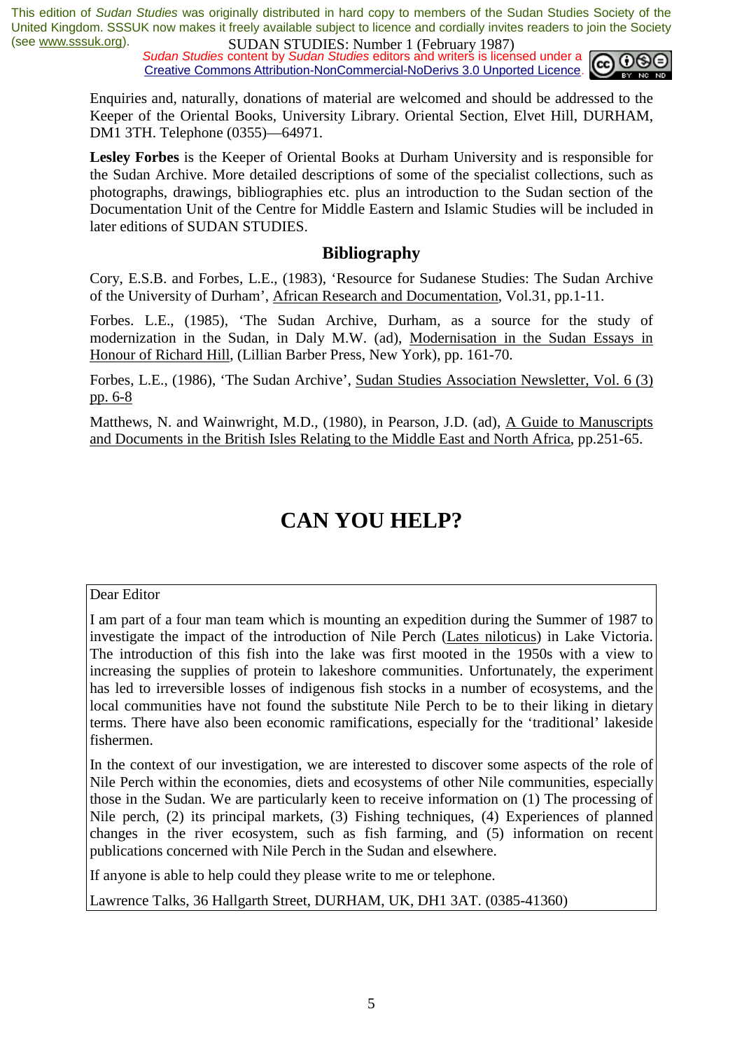Enquiries and, naturally, donations of material are welcomed and should be addressed to the Keeper of the Oriental Books, University Library. Oriental Section, Elvet Hill, DURHAM, DM1 3TH. Telephone (0355)—64971.

**Lesley Forbes** is the Keeper of Oriental Books at Durham University and is responsible for the Sudan Archive. More detailed descriptions of some of the specialist collections, such as photographs, drawings, bibliographies etc. plus an introduction to the Sudan section of the Documentation Unit of the Centre for Middle Eastern and Islamic Studies will be included in later editions of SUDAN STUDIES.

## Bibliography

Cory, E.S.B. and Forbes, L.E., (1983), 'Resource for Sudanese Studies: The Sudan Archive of the University of Durham', African Research and Documentation, Vol.31, pp.1-11.

Forbes. L.E., (1985), 'The Sudan Archive, Durham, as a source for the study of modernization in the Sudan, in Daly M.W. (ad), Modernisation in the Sudan Essays in Honour of Richard Hill, (Lillian Barber Press, New York), pp. 161-70.

Forbes, L.E., (1986), 'The Sudan Archive', Sudan Studies Association Newsletter, Vol. 6 (3) pp. 6-8

Matthews, N. and Wainwright, M.D., (1980), in Pearson, J.D. (ad), A Guide to Manuscripts and Documents in the British Isles Relating to the Middle East and North Africa, pp.251-65.

# CAN YOU HELP?

Dear Editor

I am part of a four man team which is mounting an expedition during the Summer of 1987 to investigate the impact of the introduction of Nile Perch (Lates niloticus) in Lake Victoria. The introduction of this fish into the lake was first mooted in the 1950s with a view to increasing the supplies of protein to lakeshore communities. Unfortunately, the experiment has led to irreversible losses of indigenous fish stocks in a number of ecosystems, and the local communities have not found the substitute Nile Perch to be to their liking in dietary terms. There have also been economic ramifications, especially for the 'traditional' lakeside fishermen.

In the context of our investigation, we are interested to discover some aspects of the role of Nile Perch within the economies, diets and ecosystems of other Nile communities, especially those in the Sudan. We are particularly keen to receive information on (1) The processing of Nile perch, (2) its principal markets, (3) Fishing techniques, (4) Experiences of planned changes in the river ecosystem, such as fish farming, and (5) information on recent publications concerned with Nile Perch in the Sudan and elsewhere.

If anyone is able to help could they please write to me or telephone.

Lawrence Talks, 36 Hallgarth Street, DURHAM, UK, DH1 3AT. (0385-41360)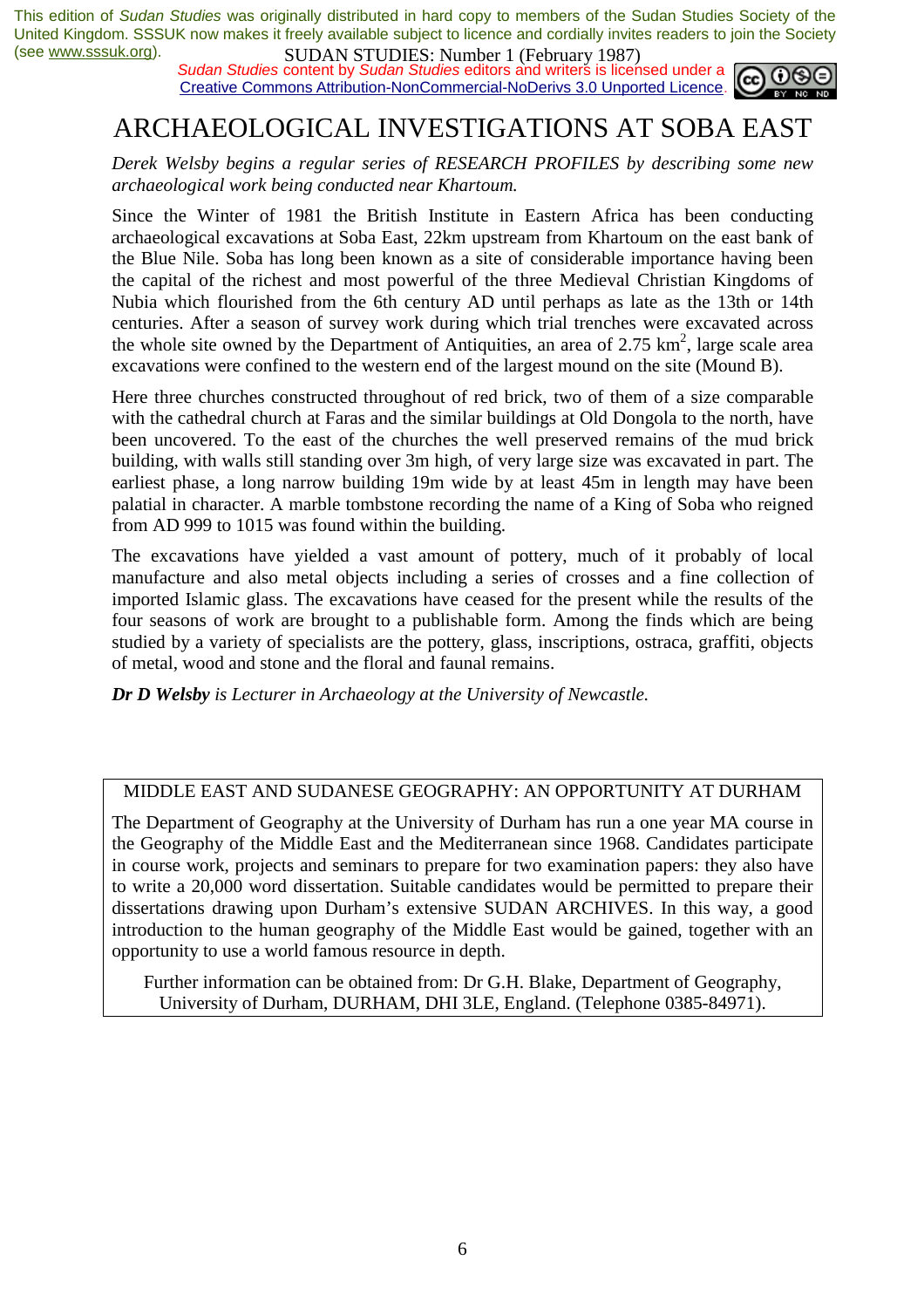# ARCHAEOLOGICAL INVESTIGATIONS AT SOBA EAST

*Derek Welsby begins a regular series of RESEARCH PROFILES by describing some new archaeological work being conducted near Khartoum.*

Since the Winter of 1981 the British Institute in Eastern Africa has been conducting archaeological excavations at Soba East, 22km upstream from Khartoum on the east bank of the Blue Nile. Soba has long been known as a site of considerable importance having been the capital of the richest and most powerful of the three Medieval Christian Kingdoms of Nubia which flourished from the 6th century AD until perhaps as late as the 13th or 14th centuries. After a season of survey work during which trial trenches were excavated across the whole site owned by the Department of Antiquities, an area of 2.75 km$^2$, large scale area excavations were confined to the western end of the largest mound on the site (Mound B).

Here three churches constructed throughout of red brick, two of them of a size comparable with the cathedral church at Faras and the similar buildings at Old Dongola to the north, have been uncovered. To the east of the churches the well preserved remains of the mud brick building, with walls still standing over 3m high, of very large size was excavated in part. The earliest phase, a long narrow building 19m wide by at least 45m in length may have been palatial in character. A marble tombstone recording the name of a King of Soba who reigned from AD 999 to 1015 was found within the building.

The excavations have yielded a vast amount of pottery, much of it probably of local manufacture and also metal objects including a series of crosses and a fine collection of imported Islamic glass. The excavations have ceased for the present while the results of the four seasons of work are brought to a publishable form. Among the finds which are being studied by a variety of specialists are the pottery, glass, inscriptions, ostraca, graffiti, objects of metal, wood and stone and the floral and faunal remains.

***Dr D Welsby** is Lecturer in Archaeology at the University of Newcastle.*

## MIDDLE EAST AND SUDANESE GEOGRAPHY: AN OPPORTUNITY AT DURHAM

The Department of Geography at the University of Durham has run a one year MA course in the Geography of the Middle East and the Mediterranean since 1968. Candidates participate in course work, projects and seminars to prepare for two examination papers: they also have to write a 20,000 word dissertation. Suitable candidates would be permitted to prepare their dissertations drawing upon Durham's extensive SUDAN ARCHIVES. In this way, a good introduction to the human geography of the Middle East would be gained, together with an opportunity to use a world famous resource in depth.

Further information can be obtained from: Dr G.H. Blake, Department of Geography, University of Durham, DURHAM, DHI 3LE, England. (Telephone 0385-84971).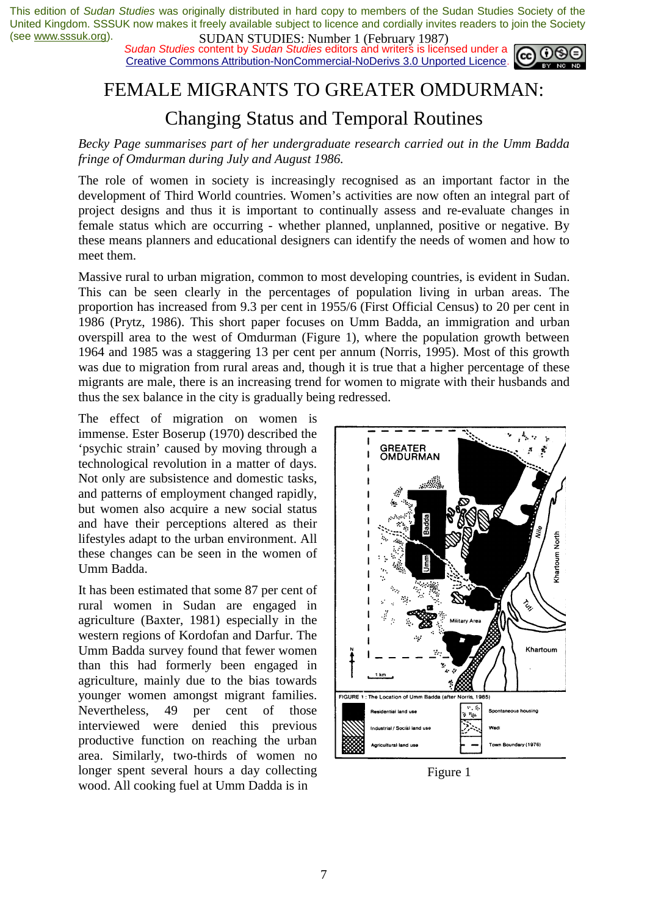This edition of *Sudan Studies* was originally distributed in hard copy to members of the Sudan Studies Society of the United Kingdom. SSSUK now makes it freely available subject to licence and cordially invites readers to join the Society (see www.sssuk.org).

*Sudan Studies* content by *Sudan Studies* editors and writers is licensed under a Creative Commons Attribution-NonCommercial-NoDerivs 3.0 Unported Licence.

# FEMALE MIGRANTS TO GREATER OMDURMAN:

## Changing Status and Temporal Routines

*Becky Page summarises part of her undergraduate research carried out in the Umm Badda fringe of Omdurman during July and August 1986.*

The role of women in society is increasingly recognised as an important factor in the development of Third World countries. Women's activities are now often an integral part of project designs and thus it is important to continually assess and re-evaluate changes in female status which are occurring - whether planned, unplanned, positive or negative. By these means planners and educational designers can identify the needs of women and how to meet them.

Massive rural to urban migration, common to most developing countries, is evident in Sudan. This can be seen clearly in the percentages of population living in urban areas. The proportion has increased from 9.3 per cent in 1955/6 (First Official Census) to 20 per cent in 1986 (Prytz, 1986). This short paper focuses on Umm Badda, an immigration and urban overspill area to the west of Omdurman (Figure 1), where the population growth between 1964 and 1985 was a staggering 13 per cent per annum (Norris, 1995). Most of this growth was due to migration from rural areas and, though it is true that a higher percentage of these migrants are male, there is an increasing trend for women to migrate with their husbands and thus the sex balance in the city is gradually being redressed.

The effect of migration on women is immense. Ester Boserup (1970) described the 'psychic strain' caused by moving through a technological revolution in a matter of days. Not only are subsistence and domestic tasks, and patterns of employment changed rapidly, but women also acquire a new social status and have their perceptions altered as their lifestyles adapt to the urban environment. All these changes can be seen in the women of Umm Badda.

It has been estimated that some 87 per cent of rural women in Sudan are engaged in agriculture (Baxter, 1981) especially in the western regions of Kordofan and Darfur. The Umm Badda survey found that fewer women than this had formerly been engaged in agriculture, mainly due to the bias towards younger women amongst migrant families. Nevertheless, 49 per cent of those interviewed were denied this previous productive function on reaching the urban area. Similarly, two-thirds of women no longer spent several hours a day collecting wood. All cooking fuel at Umm Dadda is in

FIGURE 1 : The Location of Umm Badda (after Norris, 1985)

Figure 1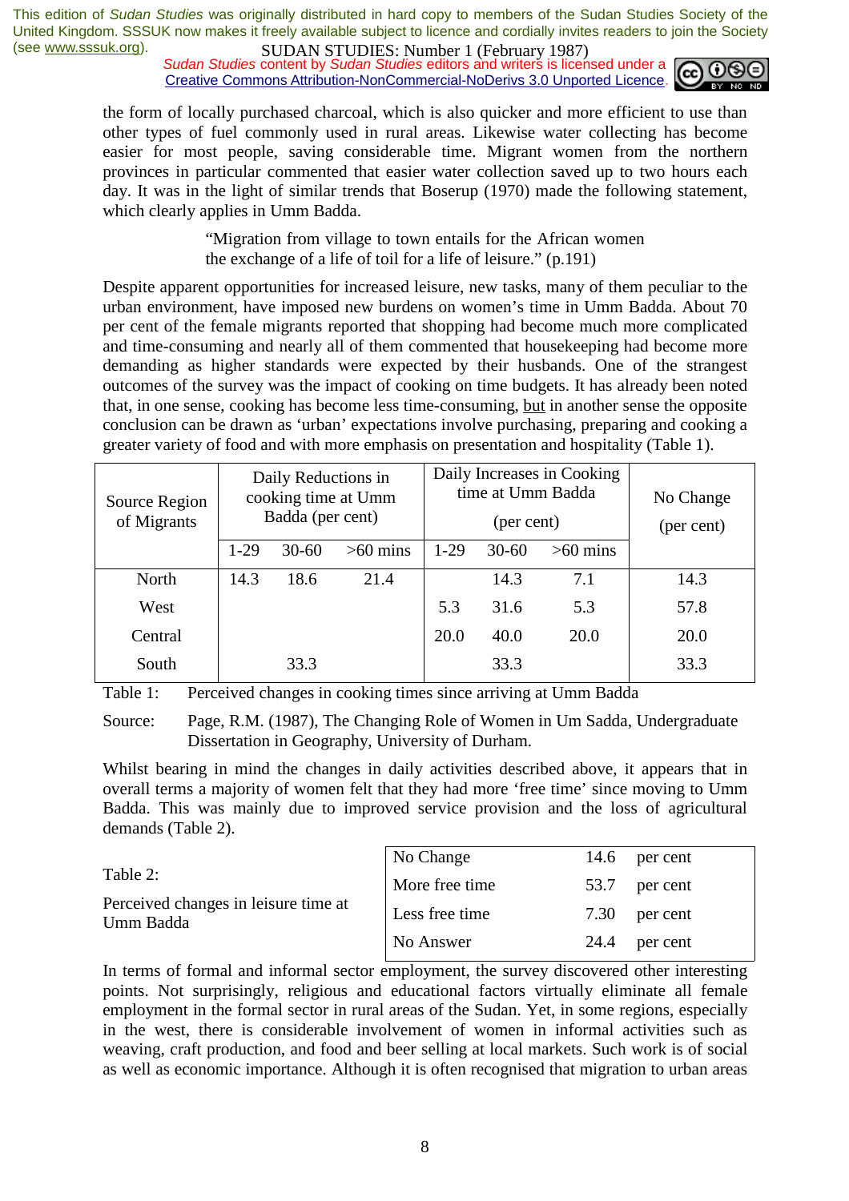the form of locally purchased charcoal, which is also quicker and more efficient to use than other types of fuel commonly used in rural areas. Likewise water collecting has become easier for most people, saving considerable time. Migrant women from the northern provinces in particular commented that easier water collection saved up to two hours each day. It was in the light of similar trends that Boserup (1970) made the following statement, which clearly applies in Umm Badda.

> "Migration from village to town entails for the African women the exchange of a life of toil for a life of leisure." (p.191)

Despite apparent opportunities for increased leisure, new tasks, many of them peculiar to the urban environment, have imposed new burdens on women's time in Umm Badda. About 70 per cent of the female migrants reported that shopping had become much more complicated and time-consuming and nearly all of them commented that housekeeping had become more demanding as higher standards were expected by their husbands. One of the strangest outcomes of the survey was the impact of cooking on time budgets. It has already been noted that, in one sense, cooking has become less time-consuming, but in another sense the opposite conclusion can be drawn as 'urban' expectations involve purchasing, preparing and cooking a greater variety of food and with more emphasis on presentation and hospitality (Table 1).

| Source Region of Migrants | Daily Reductions in cooking time at Umm Badda (per cent) | | | Daily Increases in Cooking time at Umm Badda (per cent) | | | No Change (per cent) |
|---|---|---|---|---|---|---|---|
| | 1-29 | 30-60 | >60 mins | 1-29 | 30-60 | >60 mins | |
| North | 14.3 | 18.6 | 21.4 | | 14.3 | 7.1 | 14.3 |
| West | | | | 5.3 | 31.6 | 5.3 | 57.8 |
| Central | | | | 20.0 | 40.0 | 20.0 | 20.0 |
| South | | 33.3 | | | 33.3 | | 33.3 |

Table 1: Perceived changes in cooking times since arriving at Umm Badda

Source: Page, R.M. (1987), The Changing Role of Women in Um Sadda, Undergraduate Dissertation in Geography, University of Durham.

Whilst bearing in mind the changes in daily activities described above, it appears that in overall terms a majority of women felt that they had more 'free time' since moving to Umm Badda. This was mainly due to improved service provision and the loss of agricultural demands (Table 2).

Table 2: Perceived changes in leisure time at Umm Badda

| | | |
|---|---|---|
| No Change | 14.6 | per cent |
| More free time | 53.7 | per cent |
| Less free time | 7.30 | per cent |
| No Answer | 24.4 | per cent |

In terms of formal and informal sector employment, the survey discovered other interesting points. Not surprisingly, religious and educational factors virtually eliminate all female employment in the formal sector in rural areas of the Sudan. Yet, in some regions, especially in the west, there is considerable involvement of women in informal activities such as weaving, craft production, and food and beer selling at local markets. Such work is of social as well as economic importance. Although it is often recognised that migration to urban areas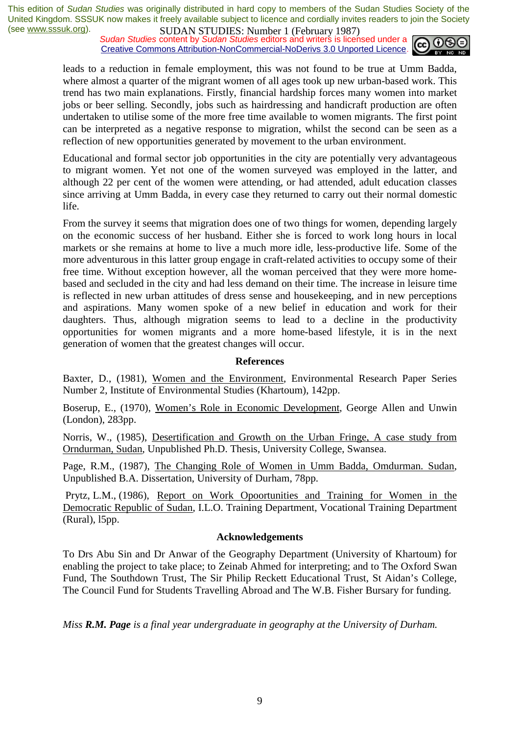leads to a reduction in female employment, this was not found to be true at Umm Badda, where almost a quarter of the migrant women of all ages took up new urban-based work. This trend has two main explanations. Firstly, financial hardship forces many women into market jobs or beer selling. Secondly, jobs such as hairdressing and handicraft production are often undertaken to utilise some of the more free time available to women migrants. The first point can be interpreted as a negative response to migration, whilst the second can be seen as a reflection of new opportunities generated by movement to the urban environment.

Educational and formal sector job opportunities in the city are potentially very advantageous to migrant women. Yet not one of the women surveyed was employed in the latter, and although 22 per cent of the women were attending, or had attended, adult education classes since arriving at Umm Badda, in every case they returned to carry out their normal domestic life.

From the survey it seems that migration does one of two things for women, depending largely on the economic success of her husband. Either she is forced to work long hours in local markets or she remains at home to live a much more idle, less-productive life. Some of the more adventurous in this latter group engage in craft-related activities to occupy some of their free time. Without exception however, all the woman perceived that they were more home-based and secluded in the city and had less demand on their time. The increase in leisure time is reflected in new urban attitudes of dress sense and housekeeping, and in new perceptions and aspirations. Many women spoke of a new belief in education and work for their daughters. Thus, although migration seems to lead to a decline in the productivity opportunities for women migrants and a more home-based lifestyle, it is in the next generation of women that the greatest changes will occur.

## References

Baxter, D., (1981), Women and the Environment, Environmental Research Paper Series Number 2, Institute of Environmental Studies (Khartoum), 142pp.

Boserup, E., (1970), Women's Role in Economic Development, George Allen and Unwin (London), 283pp.

Norris, W., (1985), Desertification and Growth on the Urban Fringe, A case study from Orndurman, Sudan, Unpublished Ph.D. Thesis, University College, Swansea.

Page, R.M., (1987), The Changing Role of Women in Umm Badda, Omdurman. Sudan, Unpublished B.A. Dissertation, University of Durham, 78pp.

Prytz, L.M., (1986), Report on Work Opoortunities and Training for Women in the Democratic Republic of Sudan, I.L.O. Training Department, Vocational Training Department (Rural), l5pp.

## Acknowledgements

To Drs Abu Sin and Dr Anwar of the Geography Department (University of Khartoum) for enabling the project to take place; to Zeinab Ahmed for interpreting; and to The Oxford Swan Fund, The Southdown Trust, The Sir Philip Reckett Educational Trust, St Aidan's College, The Council Fund for Students Travelling Abroad and The W.B. Fisher Bursary for funding.

*Miss **R.M. Page** is a final year undergraduate in geography at the University of Durham.*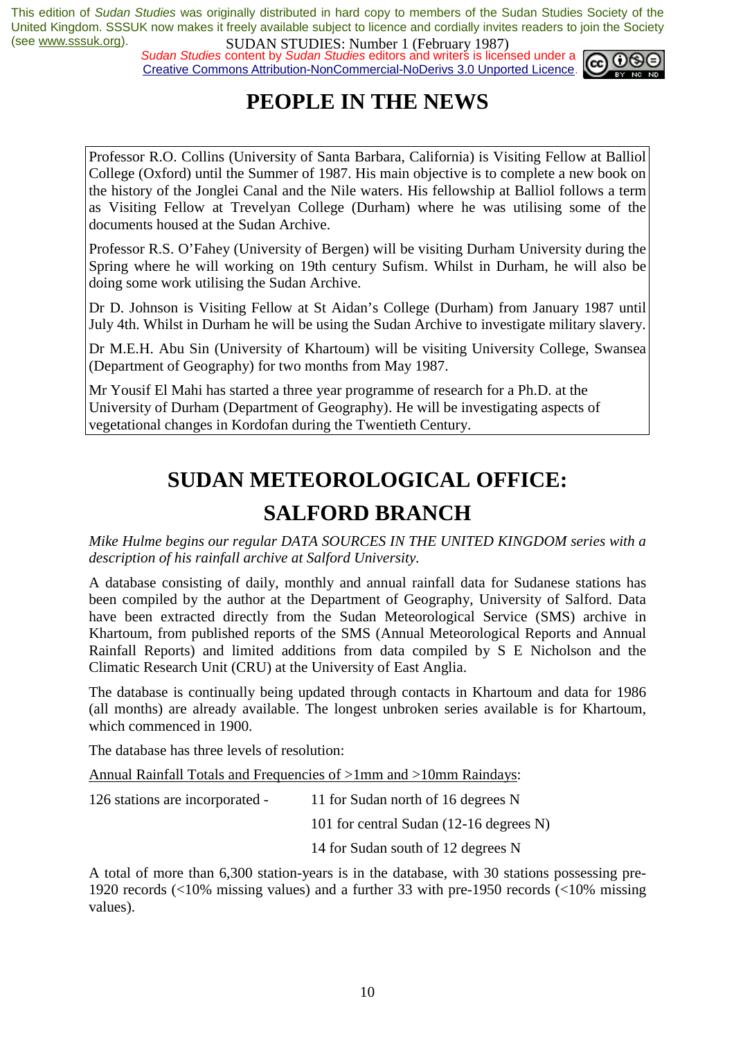# PEOPLE IN THE NEWS

Professor R.O. Collins (University of Santa Barbara, California) is Visiting Fellow at Balliol College (Oxford) until the Summer of 1987. His main objective is to complete a new book on the history of the Jonglei Canal and the Nile waters. His fellowship at Balliol follows a term as Visiting Fellow at Trevelyan College (Durham) where he was utilising some of the documents housed at the Sudan Archive.

Professor R.S. O'Fahey (University of Bergen) will be visiting Durham University during the Spring where he will working on 19th century Sufism. Whilst in Durham, he will also be doing some work utilising the Sudan Archive.

Dr D. Johnson is Visiting Fellow at St Aidan's College (Durham) from January 1987 until July 4th. Whilst in Durham he will be using the Sudan Archive to investigate military slavery.

Dr M.E.H. Abu Sin (University of Khartoum) will be visiting University College, Swansea (Department of Geography) for two months from May 1987.

Mr Yousif El Mahi has started a three year programme of research for a Ph.D. at the University of Durham (Department of Geography). He will be investigating aspects of vegetational changes in Kordofan during the Twentieth Century.

# SUDAN METEOROLOGICAL OFFICE: SALFORD BRANCH

*Mike Hulme begins our regular DATA SOURCES IN THE UNITED KINGDOM series with a description of his rainfall archive at Salford University.*

A database consisting of daily, monthly and annual rainfall data for Sudanese stations has been compiled by the author at the Department of Geography, University of Salford. Data have been extracted directly from the Sudan Meteorological Service (SMS) archive in Khartoum, from published reports of the SMS (Annual Meteorological Reports and Annual Rainfall Reports) and limited additions from data compiled by S E Nicholson and the Climatic Research Unit (CRU) at the University of East Anglia.

The database is continually being updated through contacts in Khartoum and data for 1986 (all months) are already available. The longest unbroken series available is for Khartoum, which commenced in 1900.

The database has three levels of resolution:

<u>Annual Rainfall Totals and Frequencies of >1mm and >10mm Raindays</u>:

126 stations are incorporated -
- 11 for Sudan north of 16 degrees N
- 101 for central Sudan (12-16 degrees N)
- 14 for Sudan south of 12 degrees N

A total of more than 6,300 station-years is in the database, with 30 stations possessing pre-1920 records (<10% missing values) and a further 33 with pre-1950 records (<10% missing values).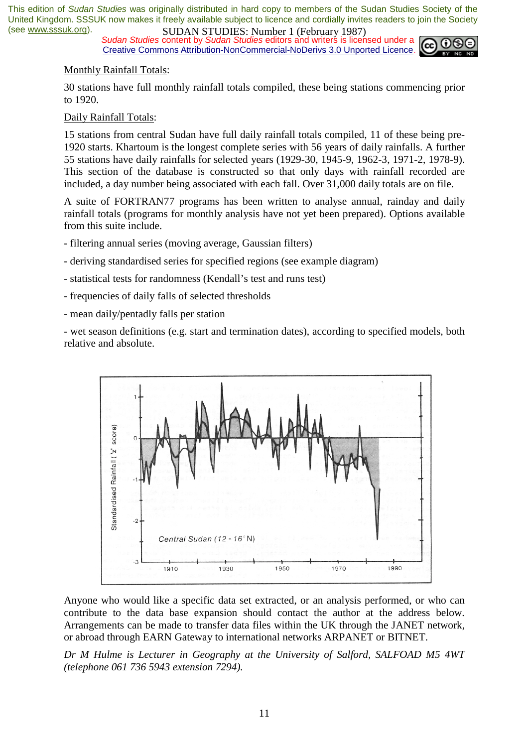This edition of *Sudan Studies* was originally distributed in hard copy to members of the Sudan Studies Society of the United Kingdom. SSSUK now makes it freely available subject to licence and cordially invites readers to join the Society (see www.sssuk.org).

*Sudan Studies* content by *Sudan Studies* editors and writers is licensed under a Creative Commons Attribution-NonCommercial-NoDerivs 3.0 Unported Licence.

Monthly Rainfall Totals:

30 stations have full monthly rainfall totals compiled, these being stations commencing prior to 1920.

Daily Rainfall Totals:

15 stations from central Sudan have full daily rainfall totals compiled, 11 of these being pre-1920 starts. Khartoum is the longest complete series with 56 years of daily rainfalls. A further 55 stations have daily rainfalls for selected years (1929-30, 1945-9, 1962-3, 1971-2, 1978-9). This section of the database is constructed so that only days with rainfall recorded are included, a day number being associated with each fall. Over 31,000 daily totals are on file.

A suite of FORTRAN77 programs has been written to analyse annual, rainday and daily rainfall totals (programs for monthly analysis have not yet been prepared). Options available from this suite include.

- filtering annual series (moving average, Gaussian filters)
- deriving standardised series for specified regions (see example diagram)
- statistical tests for randomness (Kendall's test and runs test)
- frequencies of daily falls of selected thresholds
- mean daily/pentadly falls per station
- wet season definitions (e.g. start and termination dates), according to specified models, both relative and absolute.

Anyone who would like a specific data set extracted, or an analysis performed, or who can contribute to the data base expansion should contact the author at the address below. Arrangements can be made to transfer data files within the UK through the JANET network, or abroad through EARN Gateway to international networks ARPANET or BITNET.

*Dr M Hulme is Lecturer in Geography at the University of Salford, SALFOAD M5 4WT (telephone 061 736 5943 extension 7294).*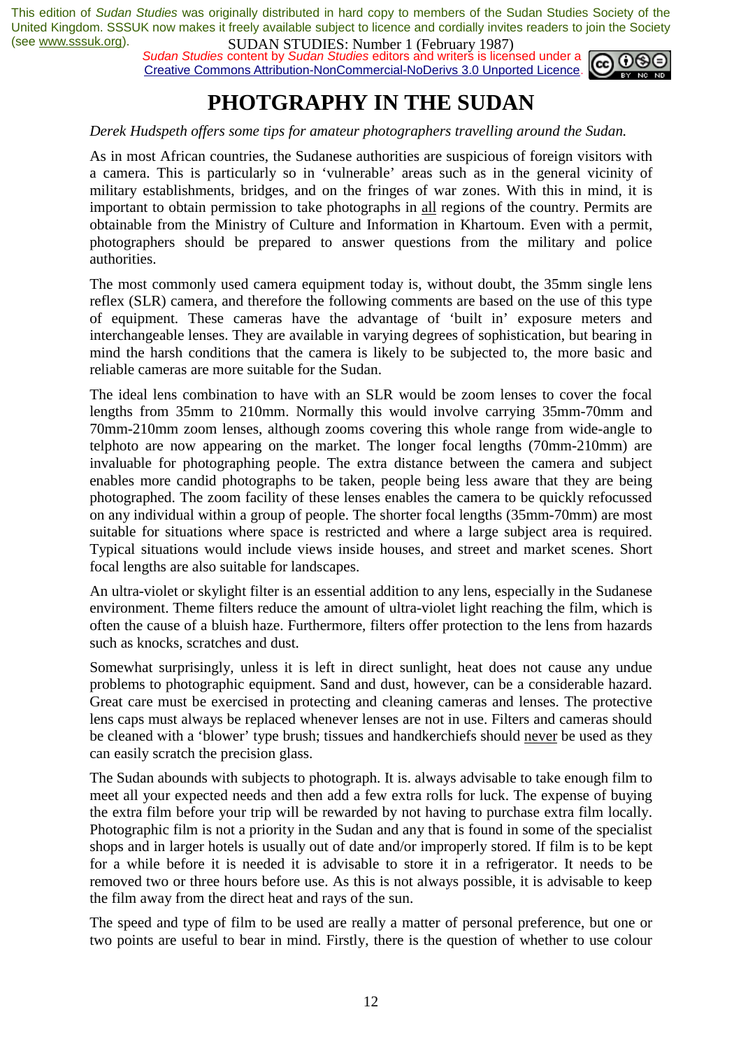# PHOTOGRAPHY IN THE SUDAN

*Derek Hudspeth offers some tips for amateur photographers travelling around the Sudan.*

As in most African countries, the Sudanese authorities are suspicious of foreign visitors with a camera. This is particularly so in 'vulnerable' areas such as in the general vicinity of military establishments, bridges, and on the fringes of war zones. With this in mind, it is important to obtain permission to take photographs in all regions of the country. Permits are obtainable from the Ministry of Culture and Information in Khartoum. Even with a permit, photographers should be prepared to answer questions from the military and police authorities.

The most commonly used camera equipment today is, without doubt, the 35mm single lens reflex (SLR) camera, and therefore the following comments are based on the use of this type of equipment. These cameras have the advantage of 'built in' exposure meters and interchangeable lenses. They are available in varying degrees of sophistication, but bearing in mind the harsh conditions that the camera is likely to be subjected to, the more basic and reliable cameras are more suitable for the Sudan.

The ideal lens combination to have with an SLR would be zoom lenses to cover the focal lengths from 35mm to 210mm. Normally this would involve carrying 35mm-70mm and 70mm-210mm zoom lenses, although zooms covering this whole range from wide-angle to telphoto are now appearing on the market. The longer focal lengths (70mm-210mm) are invaluable for photographing people. The extra distance between the camera and subject enables more candid photographs to be taken, people being less aware that they are being photographed. The zoom facility of these lenses enables the camera to be quickly refocussed on any individual within a group of people. The shorter focal lengths (35mm-70mm) are most suitable for situations where space is restricted and where a large subject area is required. Typical situations would include views inside houses, and street and market scenes. Short focal lengths are also suitable for landscapes.

An ultra-violet or skylight filter is an essential addition to any lens, especially in the Sudanese environment. Theme filters reduce the amount of ultra-violet light reaching the film, which is often the cause of a bluish haze. Furthermore, filters offer protection to the lens from hazards such as knocks, scratches and dust.

Somewhat surprisingly, unless it is left in direct sunlight, heat does not cause any undue problems to photographic equipment. Sand and dust, however, can be a considerable hazard. Great care must be exercised in protecting and cleaning cameras and lenses. The protective lens caps must always be replaced whenever lenses are not in use. Filters and cameras should be cleaned with a 'blower' type brush; tissues and handkerchiefs should never be used as they can easily scratch the precision glass.

The Sudan abounds with subjects to photograph. It is. always advisable to take enough film to meet all your expected needs and then add a few extra rolls for luck. The expense of buying the extra film before your trip will be rewarded by not having to purchase extra film locally. Photographic film is not a priority in the Sudan and any that is found in some of the specialist shops and in larger hotels is usually out of date and/or improperly stored. If film is to be kept for a while before it is needed it is advisable to store it in a refrigerator. It needs to be removed two or three hours before use. As this is not always possible, it is advisable to keep the film away from the direct heat and rays of the sun.

The speed and type of film to be used are really a matter of personal preference, but one or two points are useful to bear in mind. Firstly, there is the question of whether to use colour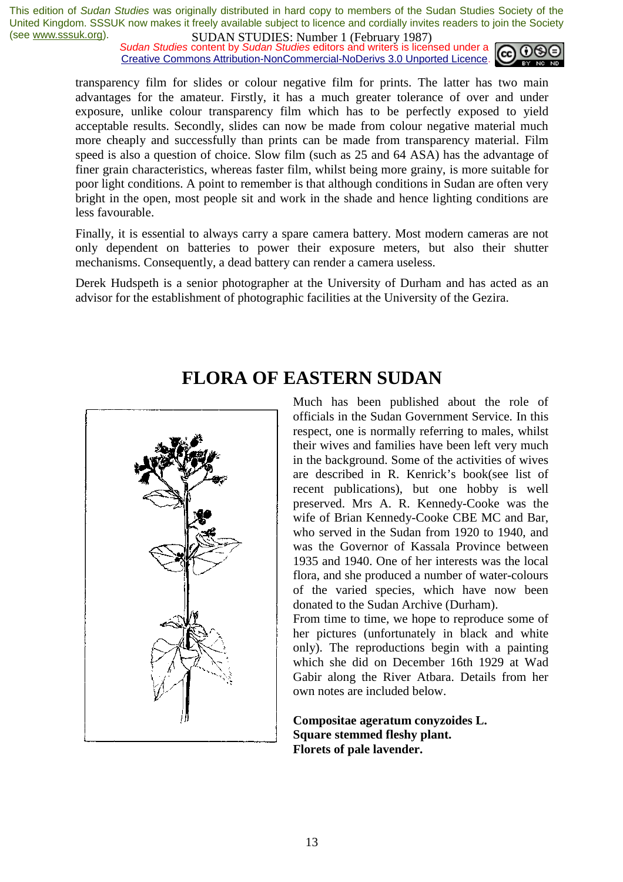transparency film for slides or colour negative film for prints. The latter has two main advantages for the amateur. Firstly, it has a much greater tolerance of over and under exposure, unlike colour transparency film which has to be perfectly exposed to yield acceptable results. Secondly, slides can now be made from colour negative material much more cheaply and successfully than prints can be made from transparency material. Film speed is also a question of choice. Slow film (such as 25 and 64 ASA) has the advantage of finer grain characteristics, whereas faster film, whilst being more grainy, is more suitable for poor light conditions. A point to remember is that although conditions in Sudan are often very bright in the open, most people sit and work in the shade and hence lighting conditions are less favourable.

Finally, it is essential to always carry a spare camera battery. Most modern cameras are not only dependent on batteries to power their exposure meters, but also their shutter mechanisms. Consequently, a dead battery can render a camera useless.

Derek Hudspeth is a senior photographer at the University of Durham and has acted as an advisor for the establishment of photographic facilities at the University of the Gezira.

# FLORA OF EASTERN SUDAN

Much has been published about the role of officials in the Sudan Government Service. In this respect, one is normally referring to males, whilst their wives and families have been left very much in the background. Some of the activities of wives are described in R. Kenrick's book(see list of recent publications), but one hobby is well preserved. Mrs A. R. Kennedy-Cooke was the wife of Brian Kennedy-Cooke CBE MC and Bar, who served in the Sudan from 1920 to 1940, and was the Governor of Kassala Province between 1935 and 1940. One of her interests was the local flora, and she produced a number of water-colours of the varied species, which have now been donated to the Sudan Archive (Durham).

From time to time, we hope to reproduce some of her pictures (unfortunately in black and white only). The reproductions begin with a painting which she did on December 16th 1929 at Wad Gabir along the River Atbara. Details from her own notes are included below.

**Compositae ageratum conyzoides L.**
**Square stemmed fleshy plant.**
**Florets of pale lavender.**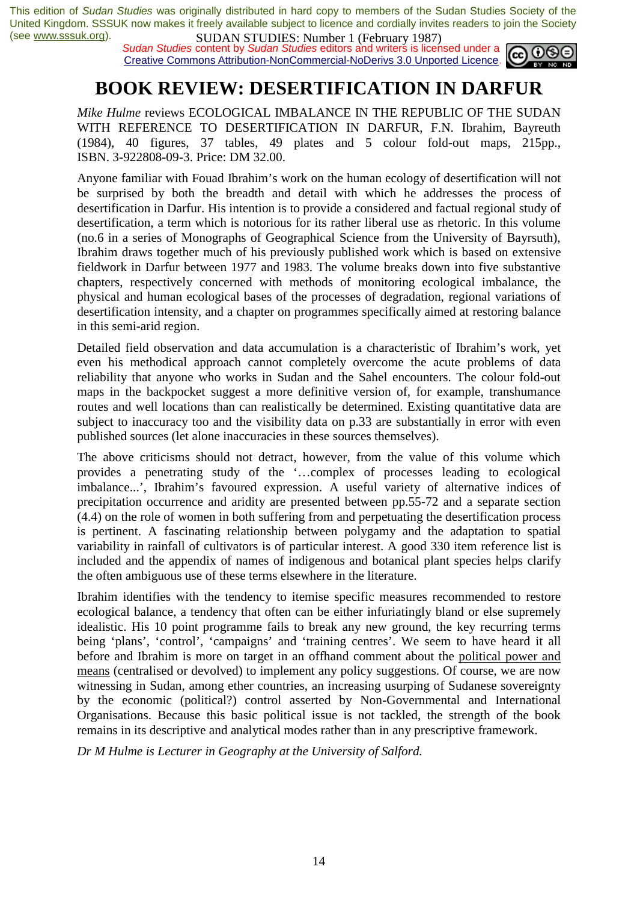# BOOK REVIEW: DESERTIFICATION IN DARFUR

*Mike Hulme* reviews ECOLOGICAL IMBALANCE IN THE REPUBLIC OF THE SUDAN WITH REFERENCE TO DESERTIFICATION IN DARFUR, F.N. Ibrahim, Bayreuth (1984), 40 figures, 37 tables, 49 plates and 5 colour fold-out maps, 215pp., ISBN. 3-922808-09-3. Price: DM 32.00.

Anyone familiar with Fouad Ibrahim's work on the human ecology of desertification will not be surprised by both the breadth and detail with which he addresses the process of desertification in Darfur. His intention is to provide a considered and factual regional study of desertification, a term which is notorious for its rather liberal use as rhetoric. In this volume (no.6 in a series of Monographs of Geographical Science from the University of Bayrsuth), Ibrahim draws together much of his previously published work which is based on extensive fieldwork in Darfur between 1977 and 1983. The volume breaks down into five substantive chapters, respectively concerned with methods of monitoring ecological imbalance, the physical and human ecological bases of the processes of degradation, regional variations of desertification intensity, and a chapter on programmes specifically aimed at restoring balance in this semi-arid region.

Detailed field observation and data accumulation is a characteristic of Ibrahim's work, yet even his methodical approach cannot completely overcome the acute problems of data reliability that anyone who works in Sudan and the Sahel encounters. The colour fold-out maps in the backpocket suggest a more definitive version of, for example, transhumance routes and well locations than can realistically be determined. Existing quantitative data are subject to inaccuracy too and the visibility data on p.33 are substantially in error with even published sources (let alone inaccuracies in these sources themselves).

The above criticisms should not detract, however, from the value of this volume which provides a penetrating study of the '…complex of processes leading to ecological imbalance...', Ibrahim's favoured expression. A useful variety of alternative indices of precipitation occurrence and aridity are presented between pp.55-72 and a separate section (4.4) on the role of women in both suffering from and perpetuating the desertification process is pertinent. A fascinating relationship between polygamy and the adaptation to spatial variability in rainfall of cultivators is of particular interest. A good 330 item reference list is included and the appendix of names of indigenous and botanical plant species helps clarify the often ambiguous use of these terms elsewhere in the literature.

Ibrahim identifies with the tendency to itemise specific measures recommended to restore ecological balance, a tendency that often can be either infuriatingly bland or else supremely idealistic. His 10 point programme fails to break any new ground, the key recurring terms being 'plans', 'control', 'campaigns' and 'training centres'. We seem to have heard it all before and Ibrahim is more on target in an offhand comment about the <u>political power and means</u> (centralised or devolved) to implement any policy suggestions. Of course, we are now witnessing in Sudan, among ether countries, an increasing usurping of Sudanese sovereignty by the economic (political?) control asserted by Non-Governmental and International Organisations. Because this basic political issue is not tackled, the strength of the book remains in its descriptive and analytical modes rather than in any prescriptive framework.

*Dr M Hulme is Lecturer in Geography at the University of Salford.*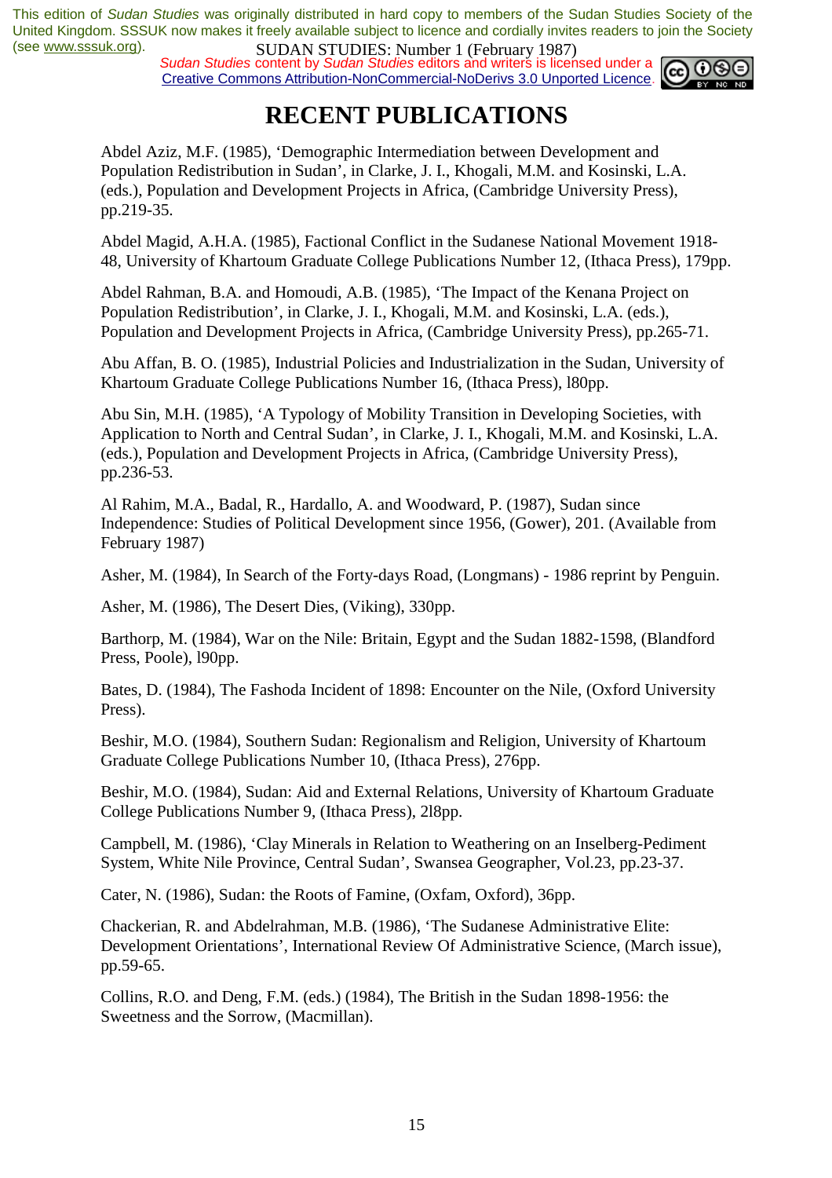# RECENT PUBLICATIONS

Abdel Aziz, M.F. (1985), 'Demographic Intermediation between Development and Population Redistribution in Sudan', in Clarke, J. I., Khogali, M.M. and Kosinski, L.A. (eds.), Population and Development Projects in Africa, (Cambridge University Press), pp.219-35.

Abdel Magid, A.H.A. (1985), Factional Conflict in the Sudanese National Movement 1918-48, University of Khartoum Graduate College Publications Number 12, (Ithaca Press), 179pp.

Abdel Rahman, B.A. and Homoudi, A.B. (1985), 'The Impact of the Kenana Project on Population Redistribution', in Clarke, J. I., Khogali, M.M. and Kosinski, L.A. (eds.), Population and Development Projects in Africa, (Cambridge University Press), pp.265-71.

Abu Affan, B. O. (1985), Industrial Policies and Industrialization in the Sudan, University of Khartoum Graduate College Publications Number 16, (Ithaca Press), l80pp.

Abu Sin, M.H. (1985), 'A Typology of Mobility Transition in Developing Societies, with Application to North and Central Sudan', in Clarke, J. I., Khogali, M.M. and Kosinski, L.A. (eds.), Population and Development Projects in Africa, (Cambridge University Press), pp.236-53.

Al Rahim, M.A., Badal, R., Hardallo, A. and Woodward, P. (1987), Sudan since Independence: Studies of Political Development since 1956, (Gower), 201. (Available from February 1987)

Asher, M. (1984), In Search of the Forty-days Road, (Longmans) - 1986 reprint by Penguin.

Asher, M. (1986), The Desert Dies, (Viking), 330pp.

Barthorp, M. (1984), War on the Nile: Britain, Egypt and the Sudan 1882-1598, (Blandford Press, Poole), l90pp.

Bates, D. (1984), The Fashoda Incident of 1898: Encounter on the Nile, (Oxford University Press).

Beshir, M.O. (1984), Southern Sudan: Regionalism and Religion, University of Khartoum Graduate College Publications Number 10, (Ithaca Press), 276pp.

Beshir, M.O. (1984), Sudan: Aid and External Relations, University of Khartoum Graduate College Publications Number 9, (Ithaca Press), 2l8pp.

Campbell, M. (1986), 'Clay Minerals in Relation to Weathering on an Inselberg-Pediment System, White Nile Province, Central Sudan', Swansea Geographer, Vol.23, pp.23-37.

Cater, N. (1986), Sudan: the Roots of Famine, (Oxfam, Oxford), 36pp.

Chackerian, R. and Abdelrahman, M.B. (1986), 'The Sudanese Administrative Elite: Development Orientations', International Review Of Administrative Science, (March issue), pp.59-65.

Collins, R.O. and Deng, F.M. (eds.) (1984), The British in the Sudan 1898-1956: the Sweetness and the Sorrow, (Macmillan).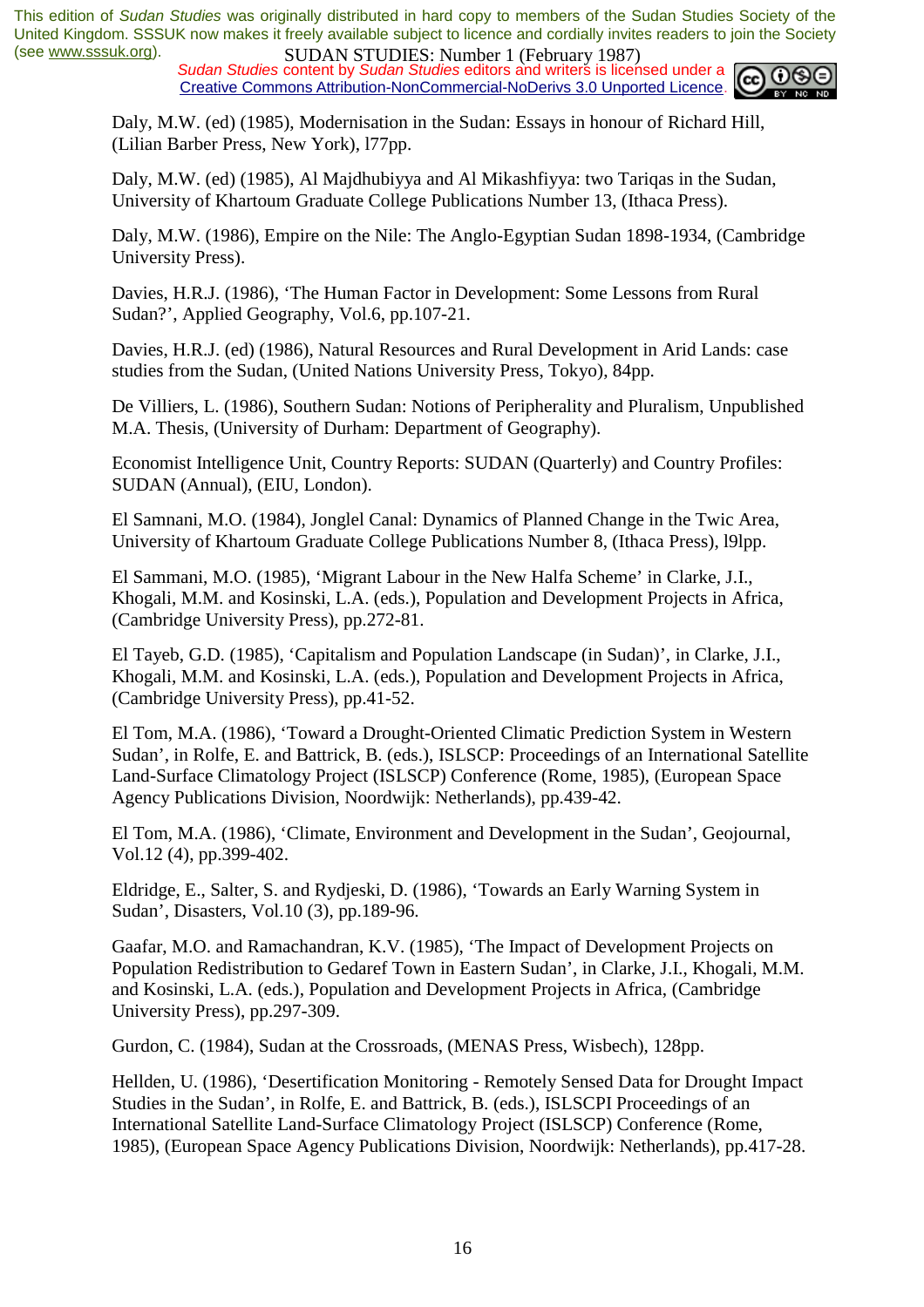Daly, M.W. (ed) (1985), Modernisation in the Sudan: Essays in honour of Richard Hill, (Lilian Barber Press, New York), l77pp.

Daly, M.W. (ed) (1985), Al Majdhubiyya and Al Mikashfiyya: two Tariqas in the Sudan, University of Khartoum Graduate College Publications Number 13, (Ithaca Press).

Daly, M.W. (1986), Empire on the Nile: The Anglo-Egyptian Sudan 1898-1934, (Cambridge University Press).

Davies, H.R.J. (1986), 'The Human Factor in Development: Some Lessons from Rural Sudan?', Applied Geography, Vol.6, pp.107-21.

Davies, H.R.J. (ed) (1986), Natural Resources and Rural Development in Arid Lands: case studies from the Sudan, (United Nations University Press, Tokyo), 84pp.

De Villiers, L. (1986), Southern Sudan: Notions of Peripherality and Pluralism, Unpublished M.A. Thesis, (University of Durham: Department of Geography).

Economist Intelligence Unit, Country Reports: SUDAN (Quarterly) and Country Profiles: SUDAN (Annual), (EIU, London).

El Samnani, M.O. (1984), Jonglel Canal: Dynamics of Planned Change in the Twic Area, University of Khartoum Graduate College Publications Number 8, (Ithaca Press), l9lpp.

El Sammani, M.O. (1985), 'Migrant Labour in the New Halfa Scheme' in Clarke, J.I., Khogali, M.M. and Kosinski, L.A. (eds.), Population and Development Projects in Africa, (Cambridge University Press), pp.272-81.

El Tayeb, G.D. (1985), 'Capitalism and Population Landscape (in Sudan)', in Clarke, J.I., Khogali, M.M. and Kosinski, L.A. (eds.), Population and Development Projects in Africa, (Cambridge University Press), pp.41-52.

El Tom, M.A. (1986), 'Toward a Drought-Oriented Climatic Prediction System in Western Sudan', in Rolfe, E. and Battrick, B. (eds.), ISLSCP: Proceedings of an International Satellite Land-Surface Climatology Project (ISLSCP) Conference (Rome, 1985), (European Space Agency Publications Division, Noordwijk: Netherlands), pp.439-42.

El Tom, M.A. (1986), 'Climate, Environment and Development in the Sudan', Geojournal, Vol.12 (4), pp.399-402.

Eldridge, E., Salter, S. and Rydjeski, D. (1986), 'Towards an Early Warning System in Sudan', Disasters, Vol.10 (3), pp.189-96.

Gaafar, M.O. and Ramachandran, K.V. (1985), 'The Impact of Development Projects on Population Redistribution to Gedaref Town in Eastern Sudan', in Clarke, J.I., Khogali, M.M. and Kosinski, L.A. (eds.), Population and Development Projects in Africa, (Cambridge University Press), pp.297-309.

Gurdon, C. (1984), Sudan at the Crossroads, (MENAS Press, Wisbech), 128pp.

Hellden, U. (1986), 'Desertification Monitoring - Remotely Sensed Data for Drought Impact Studies in the Sudan', in Rolfe, E. and Battrick, B. (eds.), ISLSCPI Proceedings of an International Satellite Land-Surface Climatology Project (ISLSCP) Conference (Rome, 1985), (European Space Agency Publications Division, Noordwijk: Netherlands), pp.417-28.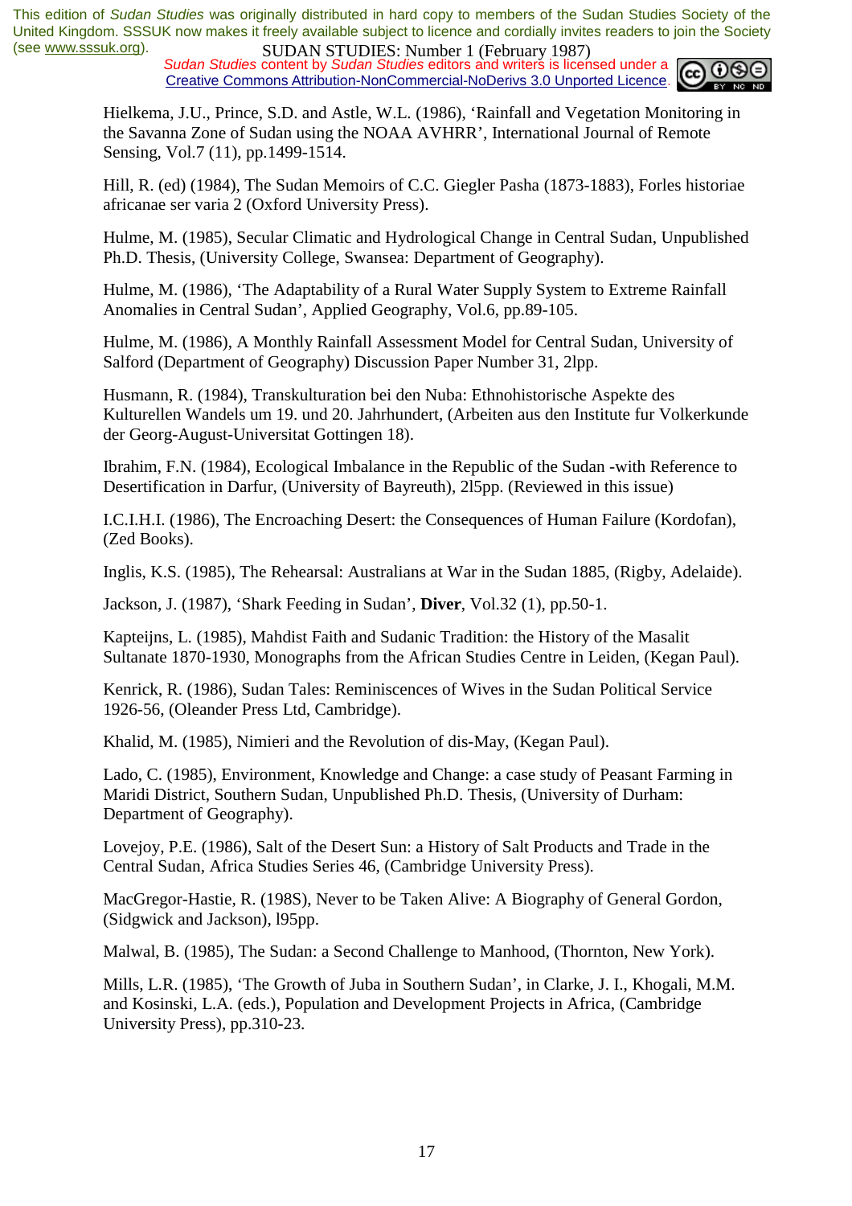Hielkema, J.U., Prince, S.D. and Astle, W.L. (1986), ‘Rainfall and Vegetation Monitoring in the Savanna Zone of Sudan using the NOAA AVHRR’, International Journal of Remote Sensing, Vol.7 (11), pp.1499-1514.

Hill, R. (ed) (1984), The Sudan Memoirs of C.C. Giegler Pasha (1873-1883), Forles historiae africanae ser varia 2 (Oxford University Press).

Hulme, M. (1985), Secular Climatic and Hydrological Change in Central Sudan, Unpublished Ph.D. Thesis, (University College, Swansea: Department of Geography).

Hulme, M. (1986), ‘The Adaptability of a Rural Water Supply System to Extreme Rainfall Anomalies in Central Sudan’, Applied Geography, Vol.6, pp.89-105.

Hulme, M. (1986), A Monthly Rainfall Assessment Model for Central Sudan, University of Salford (Department of Geography) Discussion Paper Number 31, 2lpp.

Husmann, R. (1984), Transkulturation bei den Nuba: Ethnohistorische Aspekte des Kulturellen Wandels um 19. und 20. Jahrhundert, (Arbeiten aus den Institute fur Volkerkunde der Georg-August-Universitat Gottingen 18).

Ibrahim, F.N. (1984), Ecological Imbalance in the Republic of the Sudan -with Reference to Desertification in Darfur, (University of Bayreuth), 2l5pp. (Reviewed in this issue)

I.C.I.H.I. (1986), The Encroaching Desert: the Consequences of Human Failure (Kordofan), (Zed Books).

Inglis, K.S. (1985), The Rehearsal: Australians at War in the Sudan 1885, (Rigby, Adelaide).

Jackson, J. (1987), ‘Shark Feeding in Sudan’, **Diver**, Vol.32 (1), pp.50-1.

Kapteijns, L. (1985), Mahdist Faith and Sudanic Tradition: the History of the Masalit Sultanate 1870-1930, Monographs from the African Studies Centre in Leiden, (Kegan Paul).

Kenrick, R. (1986), Sudan Tales: Reminiscences of Wives in the Sudan Political Service 1926-56, (Oleander Press Ltd, Cambridge).

Khalid, M. (1985), Nimieri and the Revolution of dis-May, (Kegan Paul).

Lado, C. (1985), Environment, Knowledge and Change: a case study of Peasant Farming in Maridi District, Southern Sudan, Unpublished Ph.D. Thesis, (University of Durham: Department of Geography).

Lovejoy, P.E. (1986), Salt of the Desert Sun: a History of Salt Products and Trade in the Central Sudan, Africa Studies Series 46, (Cambridge University Press).

MacGregor-Hastie, R. (198S), Never to be Taken Alive: A Biography of General Gordon, (Sidgwick and Jackson), l95pp.

Malwal, B. (1985), The Sudan: a Second Challenge to Manhood, (Thornton, New York).

Mills, L.R. (1985), ‘The Growth of Juba in Southern Sudan’, in Clarke, J. I., Khogali, M.M. and Kosinski, L.A. (eds.), Population and Development Projects in Africa, (Cambridge University Press), pp.310-23.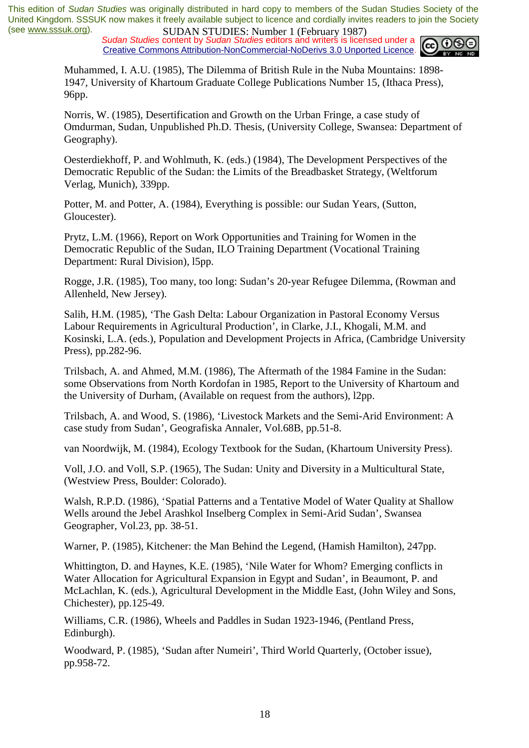Muhammed, I. A.U. (1985), The Dilemma of British Rule in the Nuba Mountains: 1898-1947, University of Khartoum Graduate College Publications Number 15, (Ithaca Press), 96pp.

Norris, W. (1985), Desertification and Growth on the Urban Fringe, a case study of Omdurman, Sudan, Unpublished Ph.D. Thesis, (University College, Swansea: Department of Geography).

Oesterdiekhoff, P. and Wohlmuth, K. (eds.) (1984), The Development Perspectives of the Democratic Republic of the Sudan: the Limits of the Breadbasket Strategy, (Weltforum Verlag, Munich), 339pp.

Potter, M. and Potter, A. (1984), Everything is possible: our Sudan Years, (Sutton, Gloucester).

Prytz, L.M. (1966), Report on Work Opportunities and Training for Women in the Democratic Republic of the Sudan, ILO Training Department (Vocational Training Department: Rural Division), l5pp.

Rogge, J.R. (1985), Too many, too long: Sudan's 20-year Refugee Dilemma, (Rowman and Allenheld, New Jersey).

Salih, H.M. (1985), 'The Gash Delta: Labour Organization in Pastoral Economy Versus Labour Requirements in Agricultural Production', in Clarke, J.I., Khogali, M.M. and Kosinski, L.A. (eds.), Population and Development Projects in Africa, (Cambridge University Press), pp.282-96.

Trilsbach, A. and Ahmed, M.M. (1986), The Aftermath of the 1984 Famine in the Sudan: some Observations from North Kordofan in 1985, Report to the University of Khartoum and the University of Durham, (Available on request from the authors), l2pp.

Trilsbach, A. and Wood, S. (1986), 'Livestock Markets and the Semi-Arid Environment: A case study from Sudan', Geografiska Annaler, Vol.68B, pp.51-8.

van Noordwijk, M. (1984), Ecology Textbook for the Sudan, (Khartoum University Press).

Voll, J.O. and Voll, S.P. (1965), The Sudan: Unity and Diversity in a Multicultural State, (Westview Press, Boulder: Colorado).

Walsh, R.P.D. (1986), 'Spatial Patterns and a Tentative Model of Water Quality at Shallow Wells around the Jebel Arashkol Inselberg Complex in Semi-Arid Sudan', Swansea Geographer, Vol.23, pp. 38-51.

Warner, P. (1985), Kitchener: the Man Behind the Legend, (Hamish Hamilton), 247pp.

Whittington, D. and Haynes, K.E. (1985), 'Nile Water for Whom? Emerging conflicts in Water Allocation for Agricultural Expansion in Egypt and Sudan', in Beaumont, P. and McLachlan, K. (eds.), Agricultural Development in the Middle East, (John Wiley and Sons, Chichester), pp.125-49.

Williams, C.R. (1986), Wheels and Paddles in Sudan 1923-1946, (Pentland Press, Edinburgh).

Woodward, P. (1985), 'Sudan after Numeiri', Third World Quarterly, (October issue), pp.958-72.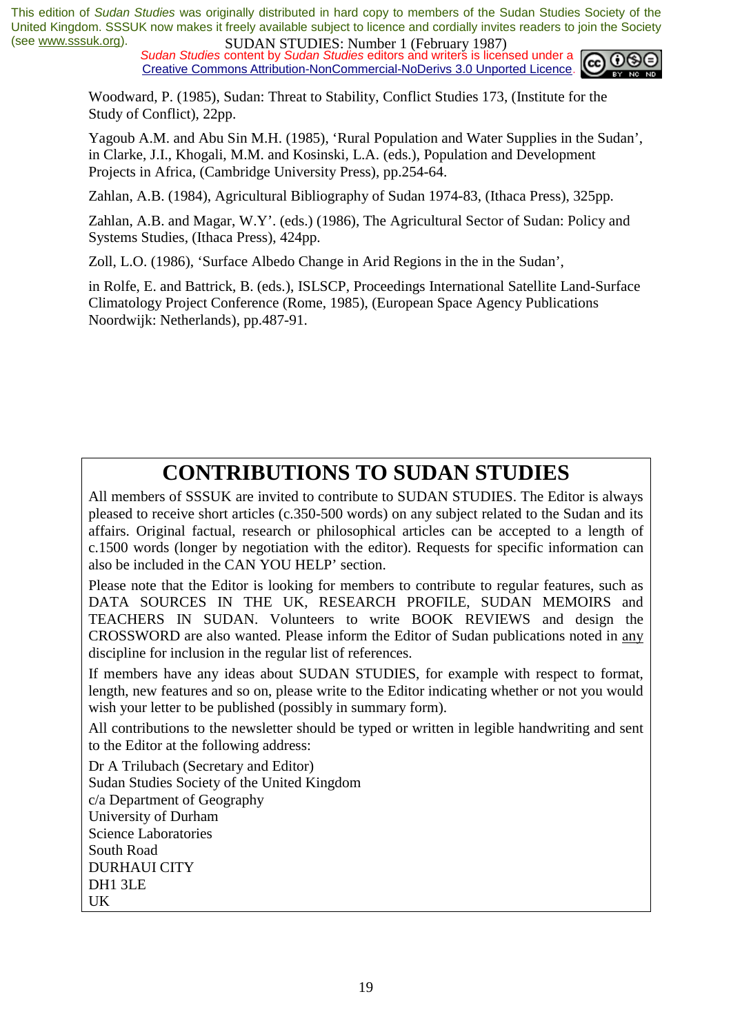Woodward, P. (1985), Sudan: Threat to Stability, Conflict Studies 173, (Institute for the Study of Conflict), 22pp.

Yagoub A.M. and Abu Sin M.H. (1985), 'Rural Population and Water Supplies in the Sudan', in Clarke, J.I., Khogali, M.M. and Kosinski, L.A. (eds.), Population and Development Projects in Africa, (Cambridge University Press), pp.254-64.

Zahlan, A.B. (1984), Agricultural Bibliography of Sudan 1974-83, (Ithaca Press), 325pp.

Zahlan, A.B. and Magar, W.Y'. (eds.) (1986), The Agricultural Sector of Sudan: Policy and Systems Studies, (Ithaca Press), 424pp.

Zoll, L.O. (1986), 'Surface Albedo Change in Arid Regions in the in the Sudan',

in Rolfe, E. and Battrick, B. (eds.), ISLSCP, Proceedings International Satellite Land-Surface Climatology Project Conference (Rome, 1985), (European Space Agency Publications Noordwijk: Netherlands), pp.487-91.

# CONTRIBUTIONS TO SUDAN STUDIES

All members of SSSUK are invited to contribute to SUDAN STUDIES. The Editor is always pleased to receive short articles (c.350-500 words) on any subject related to the Sudan and its affairs. Original factual, research or philosophical articles can be accepted to a length of c.1500 words (longer by negotiation with the editor). Requests for specific information can also be included in the CAN YOU HELP' section.

Please note that the Editor is looking for members to contribute to regular features, such as DATA SOURCES IN THE UK, RESEARCH PROFILE, SUDAN MEMOIRS and TEACHERS IN SUDAN. Volunteers to write BOOK REVIEWS and design the CROSSWORD are also wanted. Please inform the Editor of Sudan publications noted in any discipline for inclusion in the regular list of references.

If members have any ideas about SUDAN STUDIES, for example with respect to format, length, new features and so on, please write to the Editor indicating whether or not you would wish your letter to be published (possibly in summary form).

All contributions to the newsletter should be typed or written in legible handwriting and sent to the Editor at the following address:

Dr A Trilubach (Secretary and Editor)  
Sudan Studies Society of the United Kingdom  
c/a Department of Geography  
University of Durham  
Science Laboratories  
South Road  
DURHAUI CITY  
DH1 3LE  
UK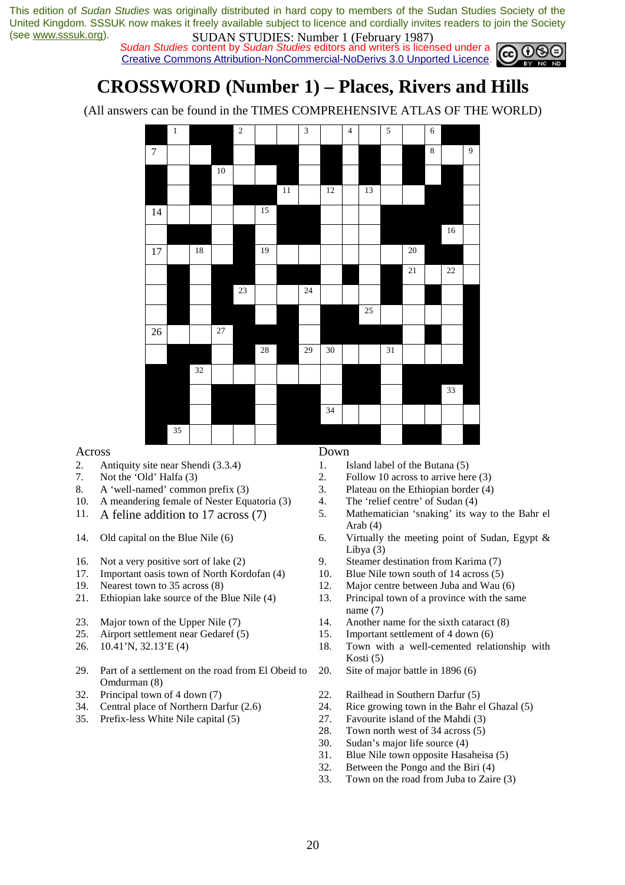This edition of *Sudan Studies* was originally distributed in hard copy to members of the Sudan Studies Society of the United Kingdom. SSSUK now makes it freely available subject to licence and cordially invites readers to join the Society (see www.sssuk.org).

SUDAN STUDIES: Number 1 (February 1987)

*Sudan Studies* content by *Sudan Studies* editors and writers is licensed under a Creative Commons Attribution-NonCommercial-NoDerivs 3.0 Unported Licence.

# CROSSWORD (Number 1) – Places, Rivers and Hills

(All answers can be found in the TIMES COMPREHENSIVE ATLAS OF THE WORLD)

## Across

2. Antiquity site near Shendi (3.3.4)
7. Not the 'Old' Halfa (3)
8. A 'well-named' common prefix (3)
10. A meandering female of Nester Equatoria (3)
11. A feline addition to 17 across (7)
14. Old capital on the Blue Nile (6)
16. Not a very positive sort of lake (2)
17. Important oasis town of North Kordofan (4)
19. Nearest town to 35 across (8)
21. Ethiopian lake source of the Blue Nile (4)
23. Major town of the Upper Nile (7)
25. Airport settlement near Gedaref (5)
26. 10.41'N, 32.13'E (4)
29. Part of a settlement on the road from El Obeid to Omdurman (8)
32. Principal town of 4 down (7)
34. Central place of Northern Darfur (2.6)
35. Prefix-less White Nile capital (5)

## Down

1. Island label of the Butana (5)
2. Follow 10 across to arrive here (3)
3. Plateau on the Ethiopian border (4)
4. The 'relief centre' of Sudan (4)
5. Mathematician 'snaking' its way to the Bahr el Arab (4)
6. Virtually the meeting point of Sudan, Egypt & Libya (3)
9. Steamer destination from Karima (7)
10. Blue Nile town south of 14 across (5)
12. Major centre between Juba and Wau (6)
13. Principal town of a province with the same name (7)
14. Another name for the sixth cataract (8)
15. Important settlement of 4 down (6)
18. Town with a well-cemented relationship with Kosti (5)
20. Site of major battle in 1896 (6)
22. Railhead in Southern Darfur (5)
24. Rice growing town in the Bahr el Ghazal (5)
27. Favourite island of the Mahdi (3)
28. Town north west of 34 across (5)
30. Sudan's major life source (4)
31. Blue Nile town opposite Hasaheisa (5)
32. Between the Pongo and the Biri (4)
33. Town on the road from Juba to Zaire (3)